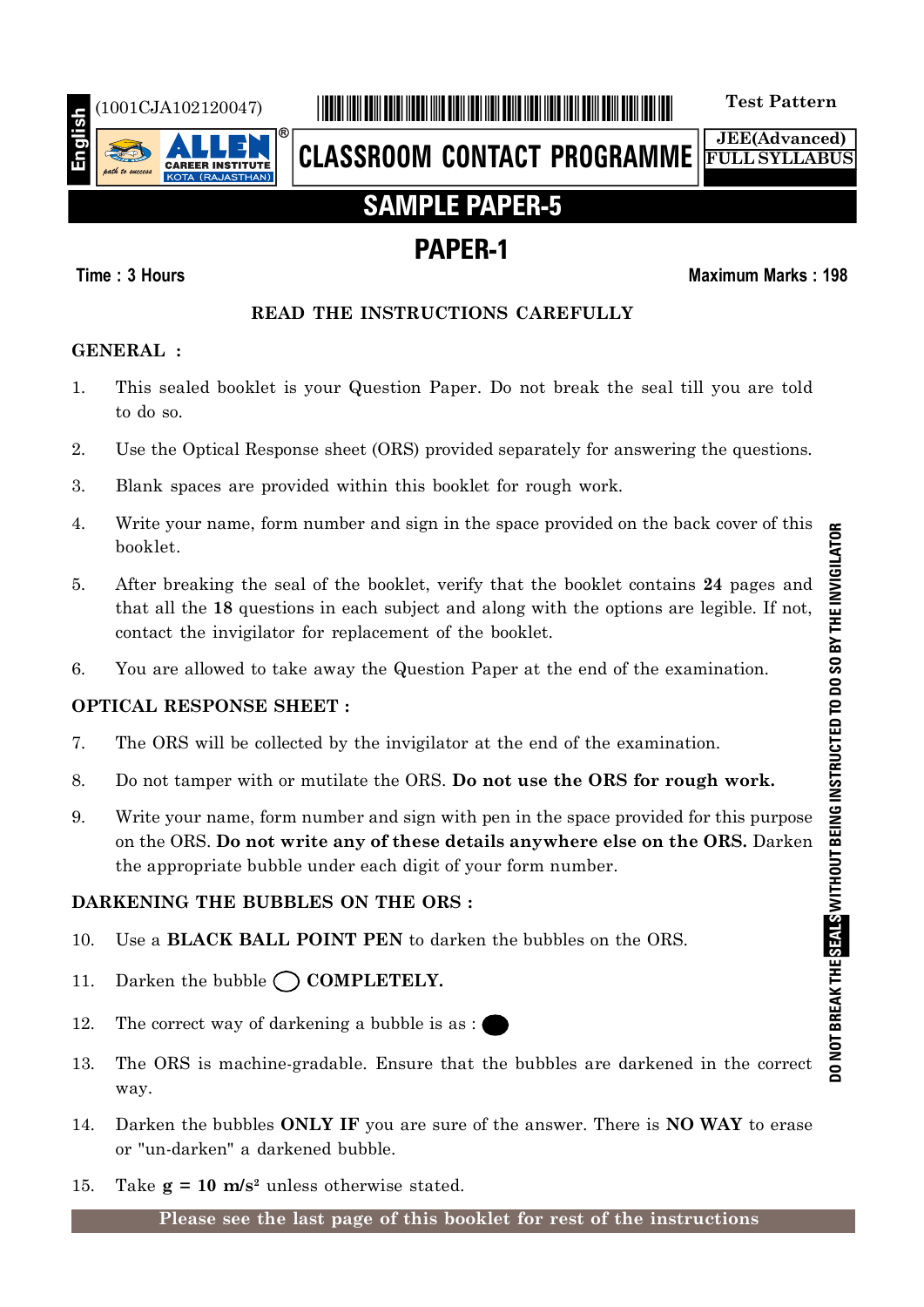English

(1001CJA102120047)

Test Pattern

**ALLEN** CAREER INSTITUTE KOTA (RAJASTHAN)

**CLASSROOM CONTACT PROGRAMME**

JEE(Advanced)
FULL SYLLABUS

# SAMPLE PAPER-5

## PAPER-1

**Time : 3 Hours** **Maximum Marks : 198**

### READ THE INSTRUCTIONS CAREFULLY

**GENERAL :**

1. This sealed booklet is your Question Paper. Do not break the seal till you are told to do so.
2. Use the Optical Response sheet (ORS) provided separately for answering the questions.
3. Blank spaces are provided within this booklet for rough work.
4. Write your name, form number and sign in the space provided on the back cover of this booklet.
5. After breaking the seal of the booklet, verify that the booklet contains **24** pages and that all the **18** questions in each subject and along with the options are legible. If not, contact the invigilator for replacement of the booklet.
6. You are allowed to take away the Question Paper at the end of the examination.

**OPTICAL RESPONSE SHEET :**

7. The ORS will be collected by the invigilator at the end of the examination.
8. Do not tamper with or mutilate the ORS. **Do not use the ORS for rough work.**
9. Write your name, form number and sign with pen in the space provided for this purpose on the ORS. **Do not write any of these details anywhere else on the ORS.** Darken the appropriate bubble under each digit of your form number.

**DARKENING THE BUBBLES ON THE ORS :**

10. Use a **BLACK BALL POINT PEN** to darken the bubbles on the ORS.
11. Darken the bubble ◯ **COMPLETELY.**
12. The correct way of darkening a bubble is as : ⬤
13. The ORS is machine-gradable. Ensure that the bubbles are darkened in the correct way.
14. Darken the bubbles **ONLY IF** you are sure of the answer. There is **NO WAY** to erase or "un-darken" a darkened bubble.
15. Take **g = 10 m/s²** unless otherwise stated.

**Please see the last page of this booklet for rest of the instructions**

DO NOT BREAK THE SEALS WITHOUT BEING INSTRUCTED TO DO SO BY THE INVIGILATOR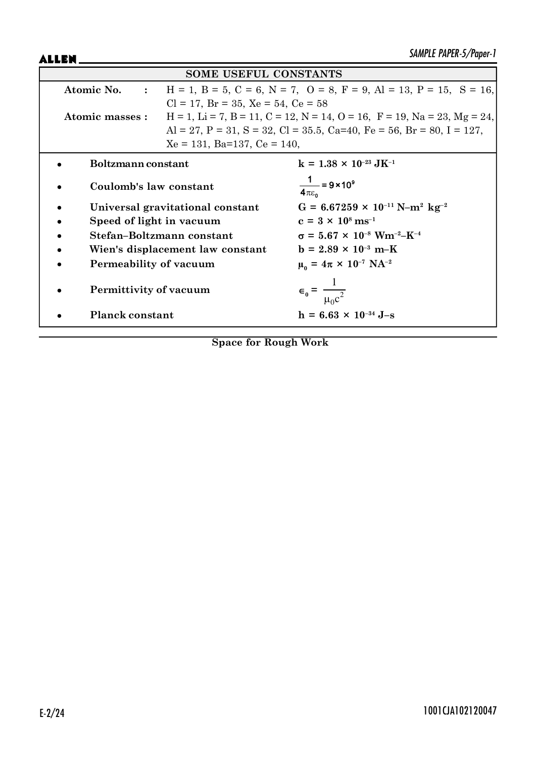## SOME USEFUL CONSTANTS

**Atomic No. :** H = 1, B = 5, C = 6, N = 7, O = 8, F = 9, Al = 13, P = 15, S = 16, Cl = 17, Br = 35, Xe = 54, Ce = 58

**Atomic masses :** H = 1, Li = 7, B = 11, C = 12, N = 14, O = 16, F = 19, Na = 23, Mg = 24, Al = 27, P = 31, S = 32, Cl = 35.5, Ca=40, Fe = 56, Br = 80, I = 127, Xe = 131, Ba=137, Ce = 140,

- **Boltzmann constant** — $k = 1.38 \times 10^{-23}\ JK^{-1}$
- **Coulomb's law constant** — $\frac{1}{4\pi\varepsilon_0} = 9 \times 10^9$
- **Universal gravitational constant** — $G = 6.67259 \times 10^{-11}\ N\text{–}m^2\ kg^{-2}$
- **Speed of light in vacuum** — $c = 3 \times 10^8\ ms^{-1}$
- **Stefan–Boltzmann constant** — $\sigma = 5.67 \times 10^{-8}\ Wm^{-2}\text{–}K^{-4}$
- **Wien's displacement law constant** — $b = 2.89 \times 10^{-3}\ m\text{–}K$
- **Permeability of vacuum** — $\mu_0 = 4\pi \times 10^{-7}\ NA^{-2}$
- **Permittivity of vacuum** — $\epsilon_0 = \frac{1}{\mu_0 c^2}$
- **Planck constant** — $h = 6.63 \times 10^{-34}\ J\text{–}s$

**Space for Rough Work**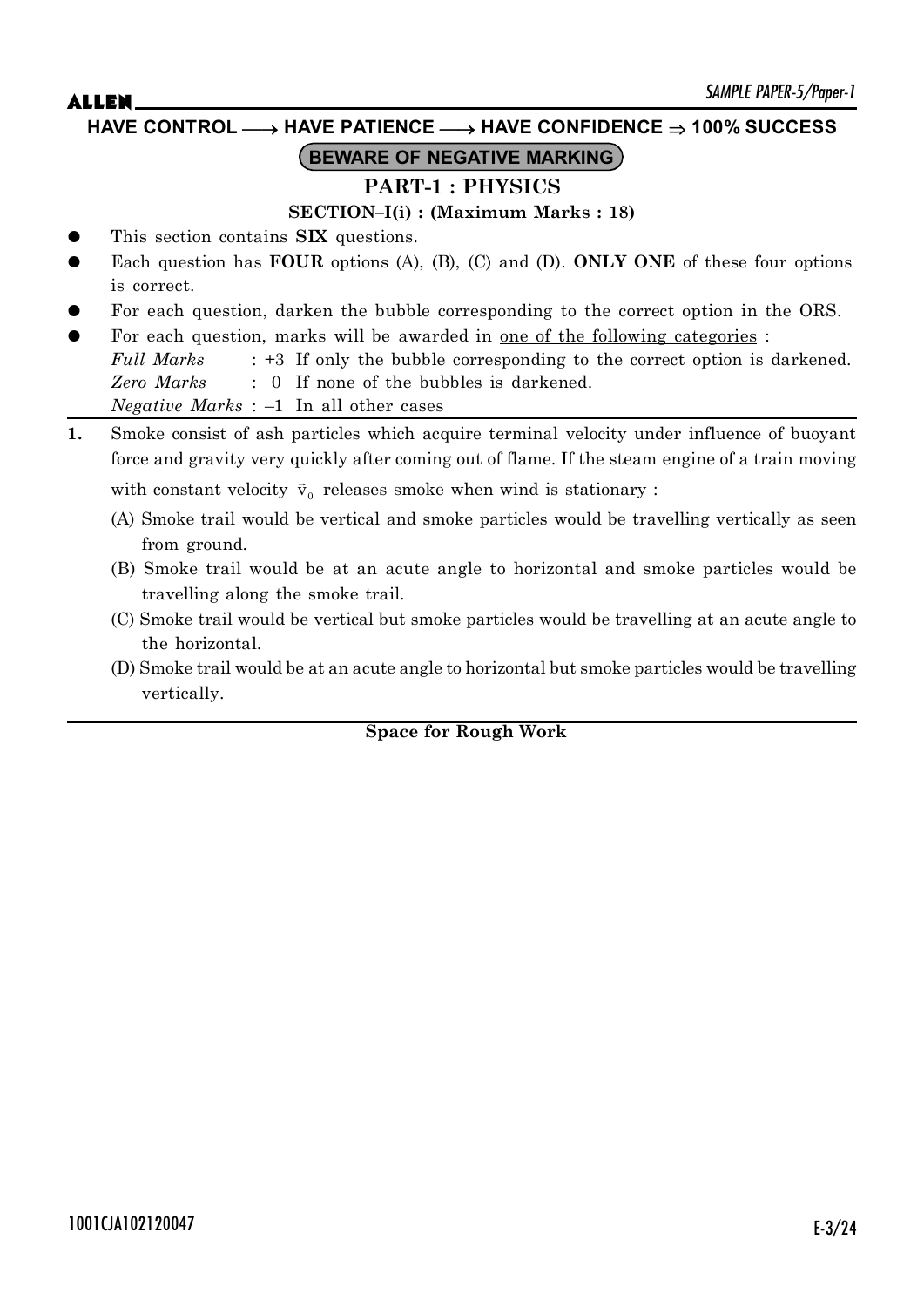**HAVE CONTROL ⟶ HAVE PATIENCE ⟶ HAVE CONFIDENCE ⇒ 100% SUCCESS**

**BEWARE OF NEGATIVE MARKING**

## PART-1 : PHYSICS

### SECTION–I(i) : (Maximum Marks : 18)

- This section contains **SIX** questions.
- Each question has **FOUR** options (A), (B), (C) and (D). **ONLY ONE** of these four options is correct.
- For each question, darken the bubble corresponding to the correct option in the ORS.
- For each question, marks will be awarded in one of the following categories :
  *Full Marks* : +3 If only the bubble corresponding to the correct option is darkened.
  *Zero Marks* : 0 If none of the bubbles is darkened.
  *Negative Marks* : –1 In all other cases

**1.** Smoke consist of ash particles which acquire terminal velocity under influence of buoyant force and gravity very quickly after coming out of flame. If the steam engine of a train moving with constant velocity $\vec{v}_0$ releases smoke when wind is stationary :

(A) Smoke trail would be vertical and smoke particles would be travelling vertically as seen from ground.

(B) Smoke trail would be at an acute angle to horizontal and smoke particles would be travelling along the smoke trail.

(C) Smoke trail would be vertical but smoke particles would be travelling at an acute angle to the horizontal.

(D) Smoke trail would be at an acute angle to horizontal but smoke particles would be travelling vertically.

**Space for Rough Work**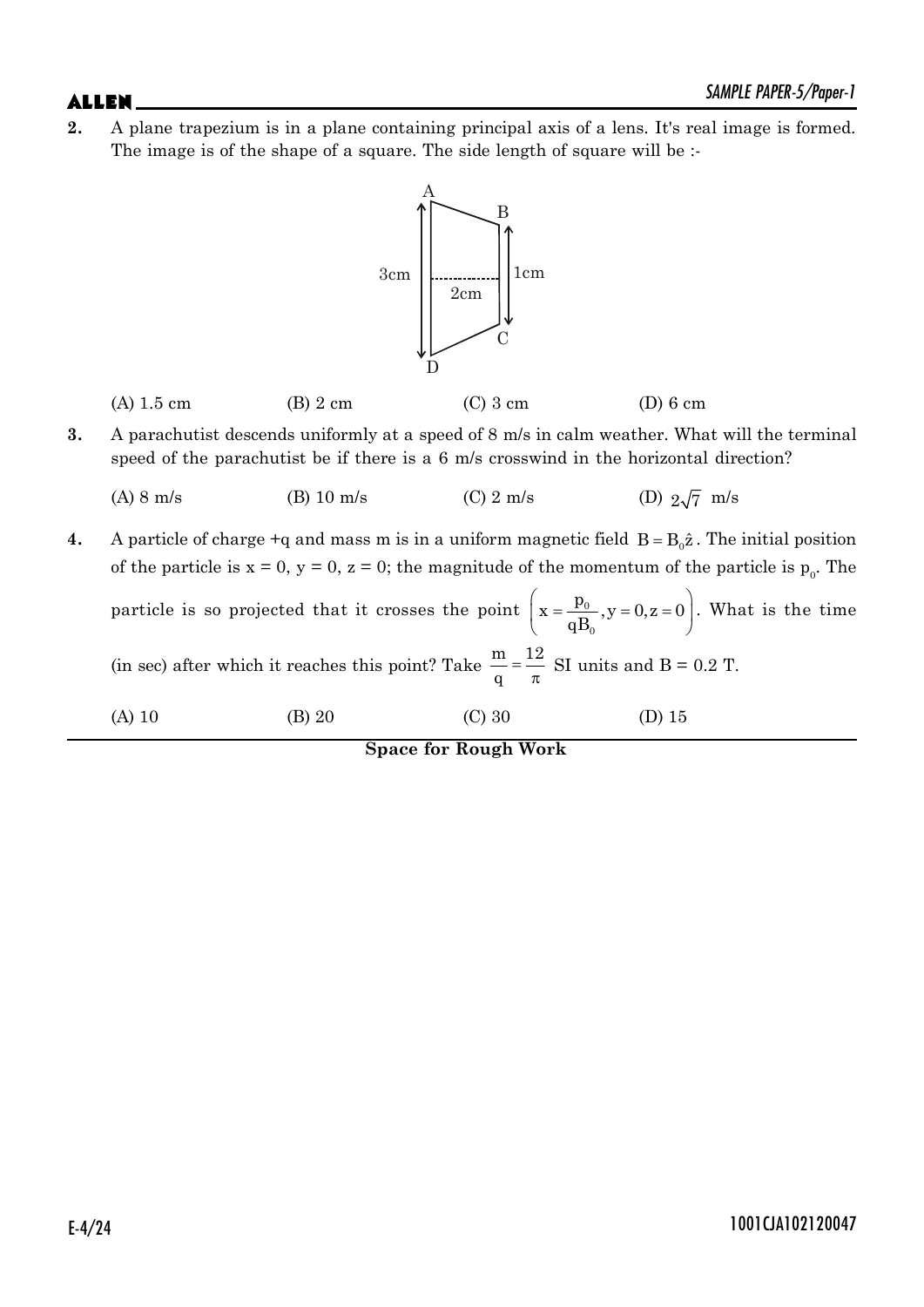**2.** A plane trapezium is in a plane containing principal axis of a lens. It's real image is formed. The image is of the shape of a square. The side length of square will be :-

(A) 1.5 cm (B) 2 cm (C) 3 cm (D) 6 cm

**3.** A parachutist descends uniformly at a speed of 8 m/s in calm weather. What will the terminal speed of the parachutist be if there is a 6 m/s crosswind in the horizontal direction?

(A) 8 m/s (B) 10 m/s (C) 2 m/s (D) $2\sqrt{7}$ m/s

**4.** A particle of charge +q and mass m is in a uniform magnetic field $B = B_0\hat{z}$. The initial position of the particle is x = 0, y = 0, z = 0; the magnitude of the momentum of the particle is $p_0$. The particle is so projected that it crosses the point $\left(x = \frac{p_0}{qB_0}, y = 0, z = 0\right)$. What is the time (in sec) after which it reaches this point? Take $\frac{m}{q} = \frac{12}{\pi}$ SI units and B = 0.2 T.

(A) 10 (B) 20 (C) 30 (D) 15

**Space for Rough Work**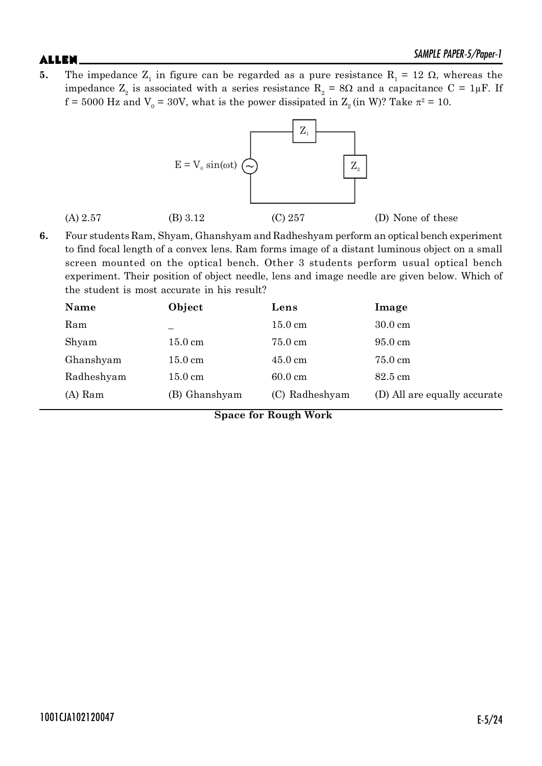**5.** The impedance $Z_1$ in figure can be regarded as a pure resistance $R_1 = 12\ \Omega$, whereas the impedance $Z_2$ is associated with a series resistance $R_2 = 8\Omega$ and a capacitance $C = 1\mu F$. If $f = 5000$ Hz and $V_0 = 30V$, what is the power dissipated in $Z_2$ (in W)? Take $\pi^2 = 10$.

$E = V_0 \sin(\omega t)$

(A) 2.57 (B) 3.12 (C) 257 (D) None of these

**6.** Four students Ram, Shyam, Ghanshyam and Radheshyam perform an optical bench experiment to find focal length of a convex lens. Ram forms image of a distant luminous object on a small screen mounted on the optical bench. Other 3 students perform usual optical bench experiment. Their position of object needle, lens and image needle are given below. Which of the student is most accurate in his result?

| Name | Object | Lens | Image |
|---|---|---|---|
| Ram | _ | 15.0 cm | 30.0 cm |
| Shyam | 15.0 cm | 75.0 cm | 95.0 cm |
| Ghanshyam | 15.0 cm | 45.0 cm | 75.0 cm |
| Radheshyam | 15.0 cm | 60.0 cm | 82.5 cm |

(A) Ram (B) Ghanshyam (C) Radheshyam (D) All are equally accurate

**Space for Rough Work**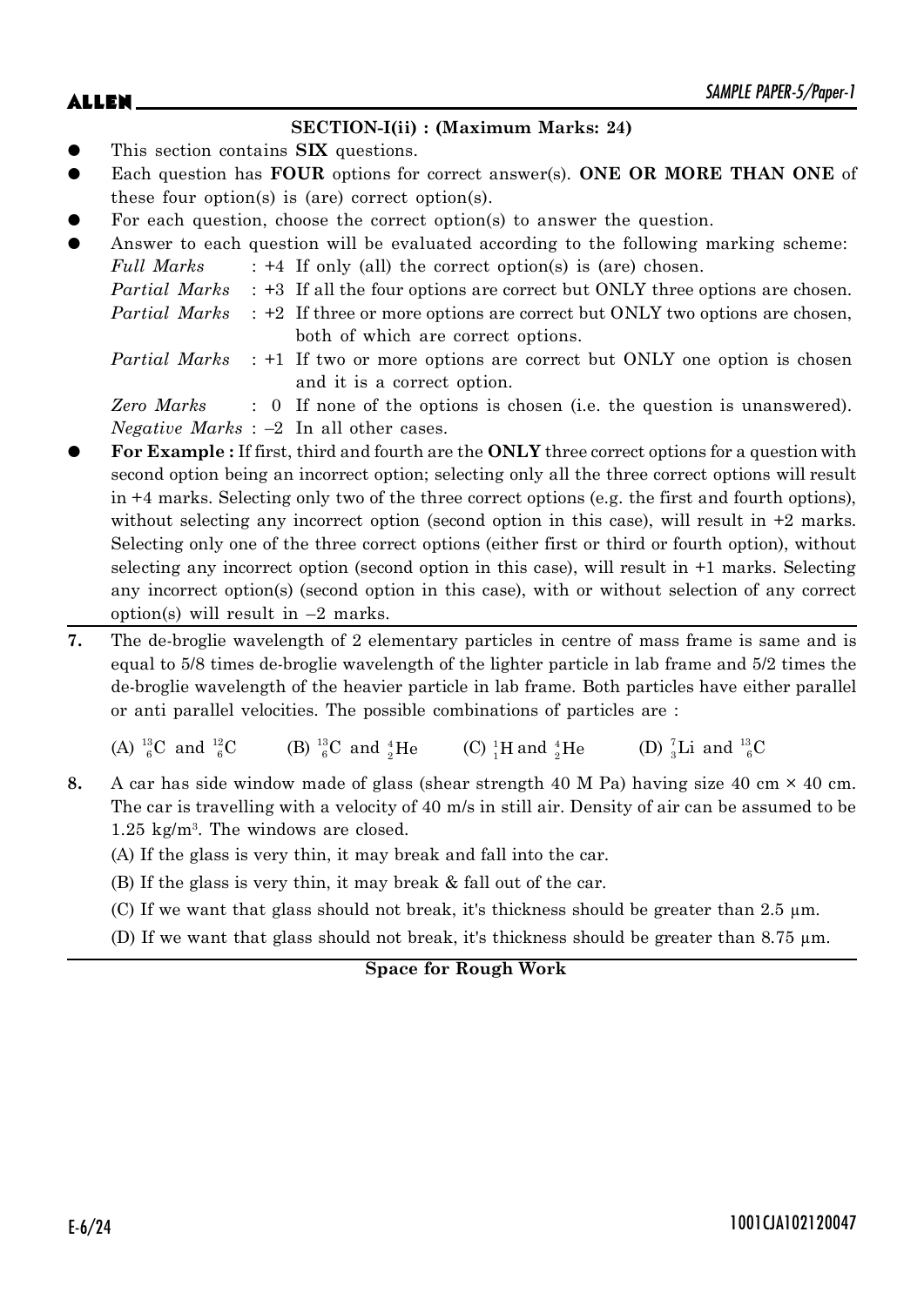## SECTION-I(ii) : (Maximum Marks: 24)

- This section contains **SIX** questions.
- Each question has **FOUR** options for correct answer(s). **ONE OR MORE THAN ONE** of these four option(s) is (are) correct option(s).
- For each question, choose the correct option(s) to answer the question.
- Answer to each question will be evaluated according to the following marking scheme:

  *Full Marks* : +4 If only (all) the correct option(s) is (are) chosen.

  *Partial Marks* : +3 If all the four options are correct but ONLY three options are chosen.

  *Partial Marks* : +2 If three or more options are correct but ONLY two options are chosen, both of which are correct options.

  *Partial Marks* : +1 If two or more options are correct but ONLY one option is chosen and it is a correct option.

  *Zero Marks* : 0 If none of the options is chosen (i.e. the question is unanswered).

  *Negative Marks* : –2 In all other cases.
- **For Example :** If first, third and fourth are the **ONLY** three correct options for a question with second option being an incorrect option; selecting only all the three correct options will result in +4 marks. Selecting only two of the three correct options (e.g. the first and fourth options), without selecting any incorrect option (second option in this case), will result in +2 marks. Selecting only one of the three correct options (either first or third or fourth option), without selecting any incorrect option (second option in this case), will result in +1 marks. Selecting any incorrect option(s) (second option in this case), with or without selection of any correct option(s) will result in –2 marks.

**7.** The de-broglie wavelength of 2 elementary particles in centre of mass frame is same and is equal to 5/8 times de-broglie wavelength of the lighter particle in lab frame and 5/2 times the de-broglie wavelength of the heavier particle in lab frame. Both particles have either parallel or anti parallel velocities. The possible combinations of particles are :

(A) ${}^{13}_{6}C$ and ${}^{12}_{6}C$ (B) ${}^{13}_{6}C$ and ${}^{4}_{2}He$ (C) ${}^{1}_{1}H$ and ${}^{4}_{2}He$ (D) ${}^{7}_{3}Li$ and ${}^{13}_{6}C$

**8.** A car has side window made of glass (shear strength 40 M Pa) having size 40 cm × 40 cm. The car is travelling with a velocity of 40 m/s in still air. Density of air can be assumed to be 1.25 kg/m³. The windows are closed.

(A) If the glass is very thin, it may break and fall into the car.

(B) If the glass is very thin, it may break & fall out of the car.

(C) If we want that glass should not break, it's thickness should be greater than 2.5 μm.

(D) If we want that glass should not break, it's thickness should be greater than 8.75 μm.

**Space for Rough Work**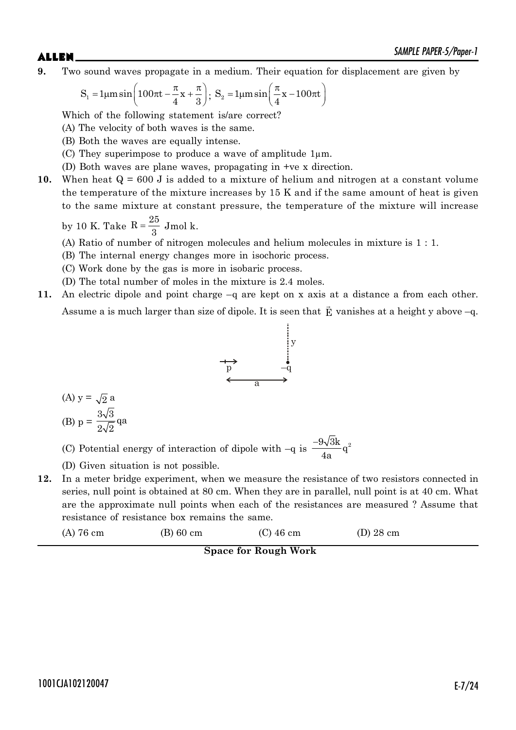**9.** Two sound waves propagate in a medium. Their equation for displacement are given by

$$S_1 = 1\mu m \sin\left(100\pi t - \frac{\pi}{4}x + \frac{\pi}{3}\right);\ S_2 = 1\mu m \sin\left(\frac{\pi}{4}x - 100\pi t\right)$$

Which of the following statement is/are correct?

(A) The velocity of both waves is the same.

(B) Both the waves are equally intense.

(C) They superimpose to produce a wave of amplitude 1μm.

(D) Both waves are plane waves, propagating in +ve x direction.

**10.** When heat Q = 600 J is added to a mixture of helium and nitrogen at a constant volume the temperature of the mixture increases by 15 K and if the same amount of heat is given to the same mixture at constant pressure, the temperature of the mixture will increase by 10 K. Take $R = \frac{25}{3}$ Jmol k.

(A) Ratio of number of nitrogen molecules and helium molecules in mixture is 1 : 1.

(B) The internal energy changes more in isochoric process.

(C) Work done by the gas is more in isobaric process.

(D) The total number of moles in the mixture is 2.4 moles.

**11.** An electric dipole and point charge –q are kept on x axis at a distance a from each other. Assume a is much larger than size of dipole. It is seen that $\vec{E}$ vanishes at a height y above –q.

(A) $y = \sqrt{2}\, a$

(B) $p = \frac{3\sqrt{3}}{2\sqrt{2}} qa$

(C) Potential energy of interaction of dipole with –q is $\frac{-9\sqrt{3}k}{4a} q^2$

(D) Given situation is not possible.

**12.** In a meter bridge experiment, when we measure the resistance of two resistors connected in series, null point is obtained at 80 cm. When they are in parallel, null point is at 40 cm. What are the approximate null points when each of the resistances are measured ? Assume that resistance of resistance box remains the same.

(A) 76 cm (B) 60 cm (C) 46 cm (D) 28 cm

**Space for Rough Work**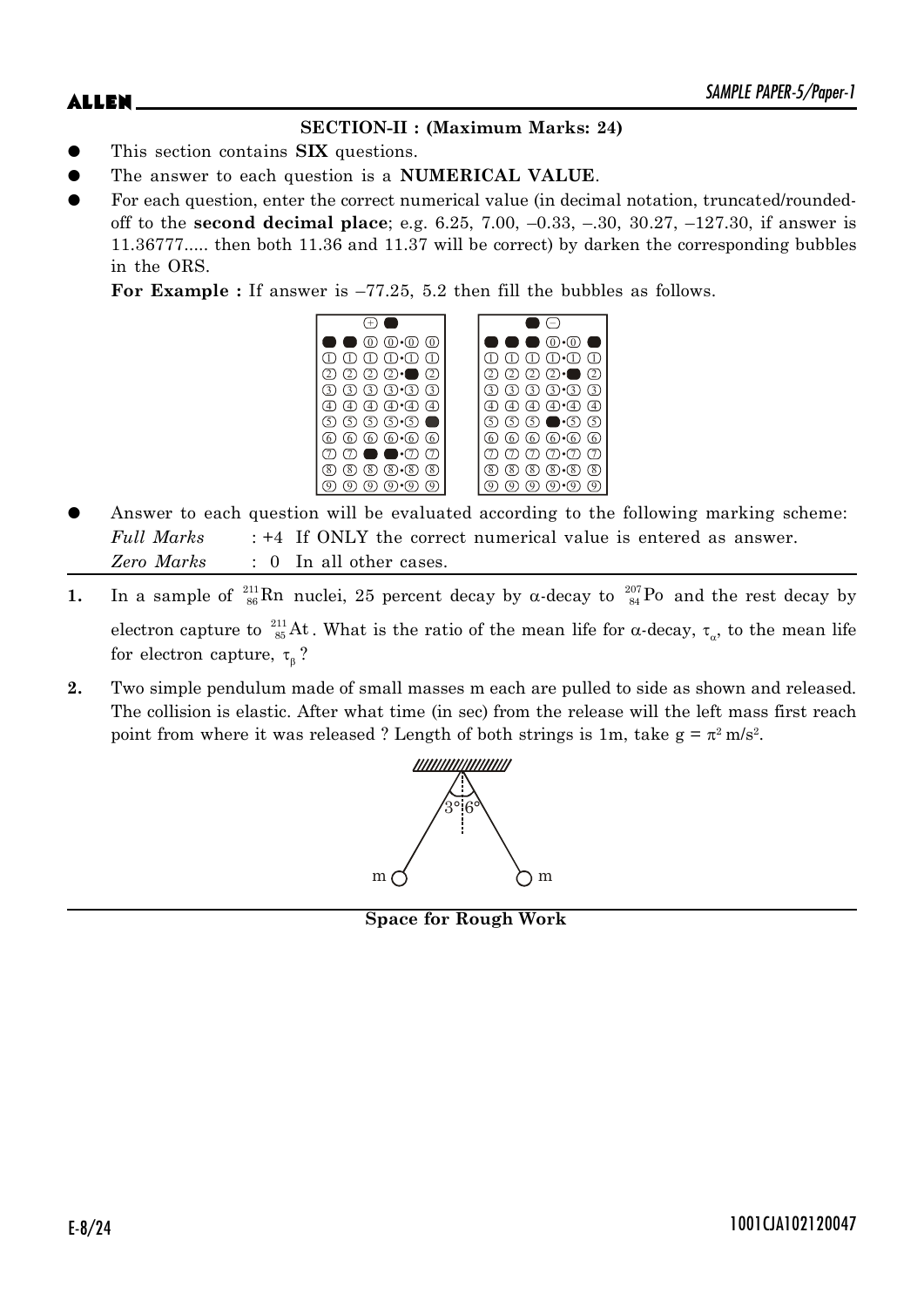**SECTION-II : (Maximum Marks: 24)**

- This section contains **SIX** questions.
- The answer to each question is a **NUMERICAL VALUE**.
- For each question, enter the correct numerical value (in decimal notation, truncated/rounded-off to the **second decimal place**; e.g. 6.25, 7.00, –0.33, –.30, 30.27, –127.30, if answer is 11.36777..... then both 11.36 and 11.37 will be correct) by darken the corresponding bubbles in the ORS.

  **For Example :** If answer is –77.25, 5.2 then fill the bubbles as follows.

- Answer to each question will be evaluated according to the following marking scheme:

  *Full Marks* : +4 If ONLY the correct numerical value is entered as answer.

  *Zero Marks* : 0 In all other cases.

---

1. In a sample of $^{211}_{86}\text{Rn}$ nuclei, 25 percent decay by $\alpha$-decay to $^{207}_{84}\text{Po}$ and the rest decay by electron capture to $^{211}_{85}\text{At}$. What is the ratio of the mean life for $\alpha$-decay, $\tau_\alpha$, to the mean life for electron capture, $\tau_\beta$ ?

2. Two simple pendulum made of small masses m each are pulled to side as shown and released. The collision is elastic. After what time (in sec) from the release will the left mass first reach point from where it was released ? Length of both strings is 1m, take $g = \pi^2$ m/s$^2$.

---

**Space for Rough Work**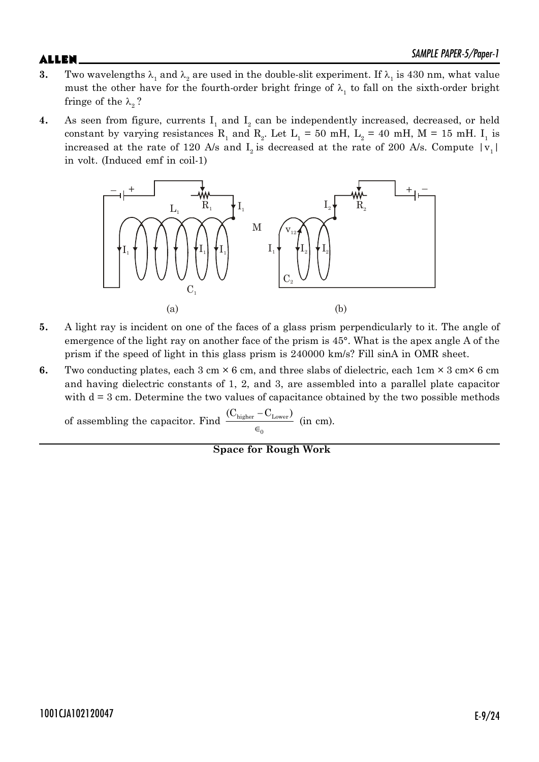**3.** Two wavelengths $\lambda_1$ and $\lambda_2$ are used in the double-slit experiment. If $\lambda_1$ is 430 nm, what value must the other have for the fourth-order bright fringe of $\lambda_1$ to fall on the sixth-order bright fringe of the $\lambda_2$?

**4.** As seen from figure, currents $I_1$ and $I_2$ can be independently increased, decreased, or held constant by varying resistances $R_1$ and $R_2$. Let $L_1$ = 50 mH, $L_2$ = 40 mH, M = 15 mH. $I_1$ is increased at the rate of 120 A/s and $I_2$ is decreased at the rate of 200 A/s. Compute $|v_1|$ in volt. (Induced emf in coil-1)

(a) (b)

**5.** A light ray is incident on one of the faces of a glass prism perpendicularly to it. The angle of emergence of the light ray on another face of the prism is 45°. What is the apex angle A of the prism if the speed of light in this glass prism is 240000 km/s? Fill sinA in OMR sheet.

**6.** Two conducting plates, each 3 cm × 6 cm, and three slabs of dielectric, each 1cm × 3 cm× 6 cm and having dielectric constants of 1, 2, and 3, are assembled into a parallel plate capacitor with d = 3 cm. Determine the two values of capacitance obtained by the two possible methods of assembling the capacitor. Find $\frac{(C_{higher} - C_{Lower})}{\epsilon_0}$ (in cm).

**Space for Rough Work**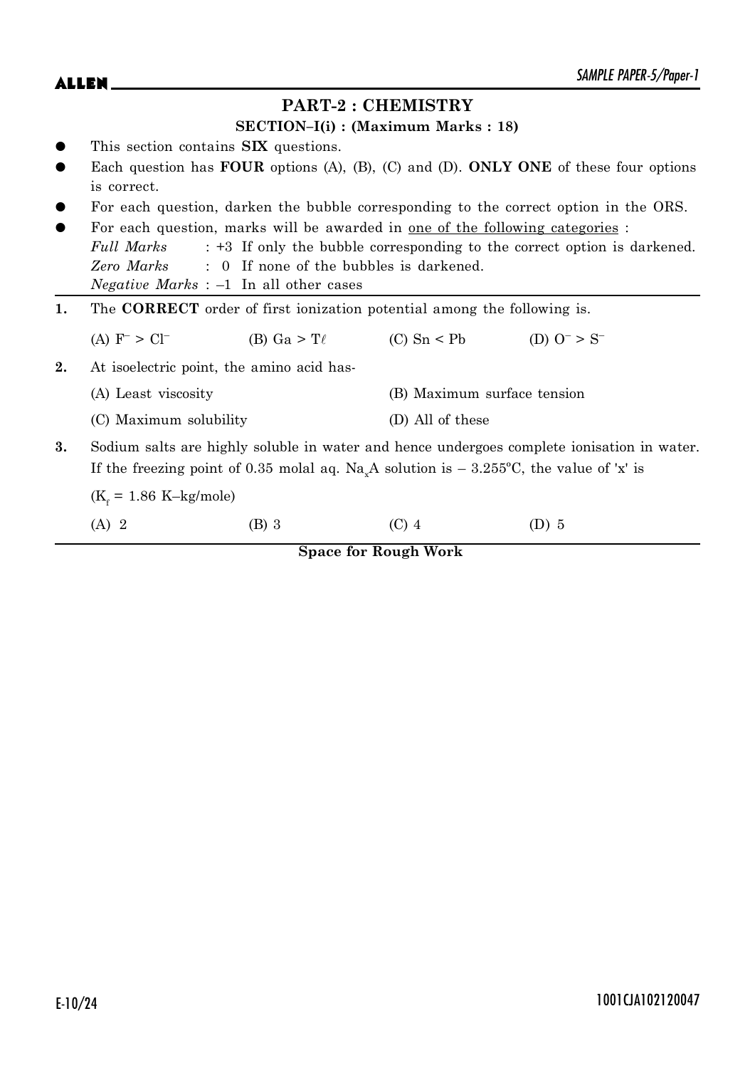## PART-2 : CHEMISTRY

### SECTION–I(i) : (Maximum Marks : 18)

- This section contains **SIX** questions.
- Each question has **FOUR** options (A), (B), (C) and (D). **ONLY ONE** of these four options is correct.
- For each question, darken the bubble corresponding to the correct option in the ORS.
- For each question, marks will be awarded in one of the following categories :
  *Full Marks* : +3 If only the bubble corresponding to the correct option is darkened.
  *Zero Marks* : 0 If none of the bubbles is darkened.
  *Negative Marks* : –1 In all other cases

**1.** The **CORRECT** order of first ionization potential among the following is.

(A) $F^- > Cl^-$ (B) $Ga > Tl$ (C) $Sn < Pb$ (D) $O^- > S^-$

**2.** At isoelectric point, the amino acid has-

(A) Least viscosity (B) Maximum surface tension

(C) Maximum solubility (D) All of these

**3.** Sodium salts are highly soluble in water and hence undergoes complete ionisation in water. If the freezing point of 0.35 molal aq. $Na_xA$ solution is – 3.255°C, the value of 'x' is

($K_f$ = 1.86 K–kg/mole)

(A) 2 (B) 3 (C) 4 (D) 5

**Space for Rough Work**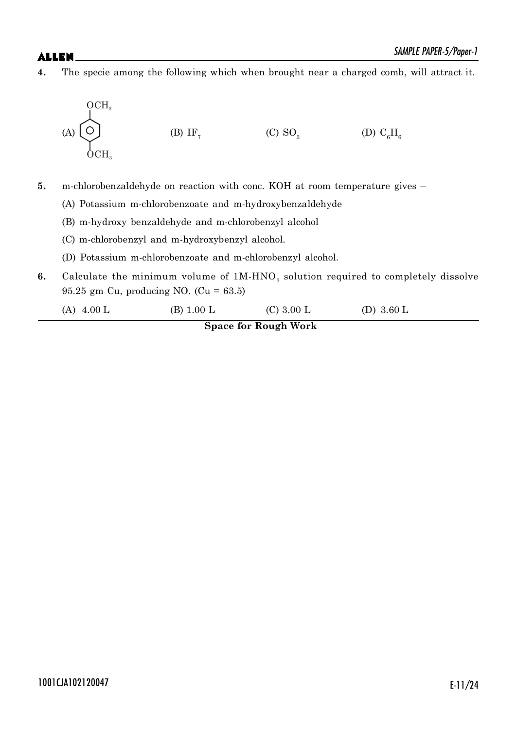**4.** The specie among the following which when brought near a charged comb, will attract it.

(A) $OCH_3$–$C_6H_4$–$OCH_3$ (p-dimethoxybenzene) (B) $IF_7$ (C) $SO_3$ (D) $C_6H_6$

**5.** m-chlorobenzaldehyde on reaction with conc. KOH at room temperature gives –

(A) Potassium m-chlorobenzoate and m-hydroxybenzaldehyde

(B) m-hydroxy benzaldehyde and m-chlorobenzyl alcohol

(C) m-chlorobenzyl and m-hydroxybenzyl alcohol.

(D) Potassium m-chlorobenzoate and m-chlorobenzyl alcohol.

**6.** Calculate the minimum volume of 1M-$HNO_3$ solution required to completely dissolve 95.25 gm Cu, producing NO. (Cu = 63.5)

(A) 4.00 L (B) 1.00 L (C) 3.00 L (D) 3.60 L

**Space for Rough Work**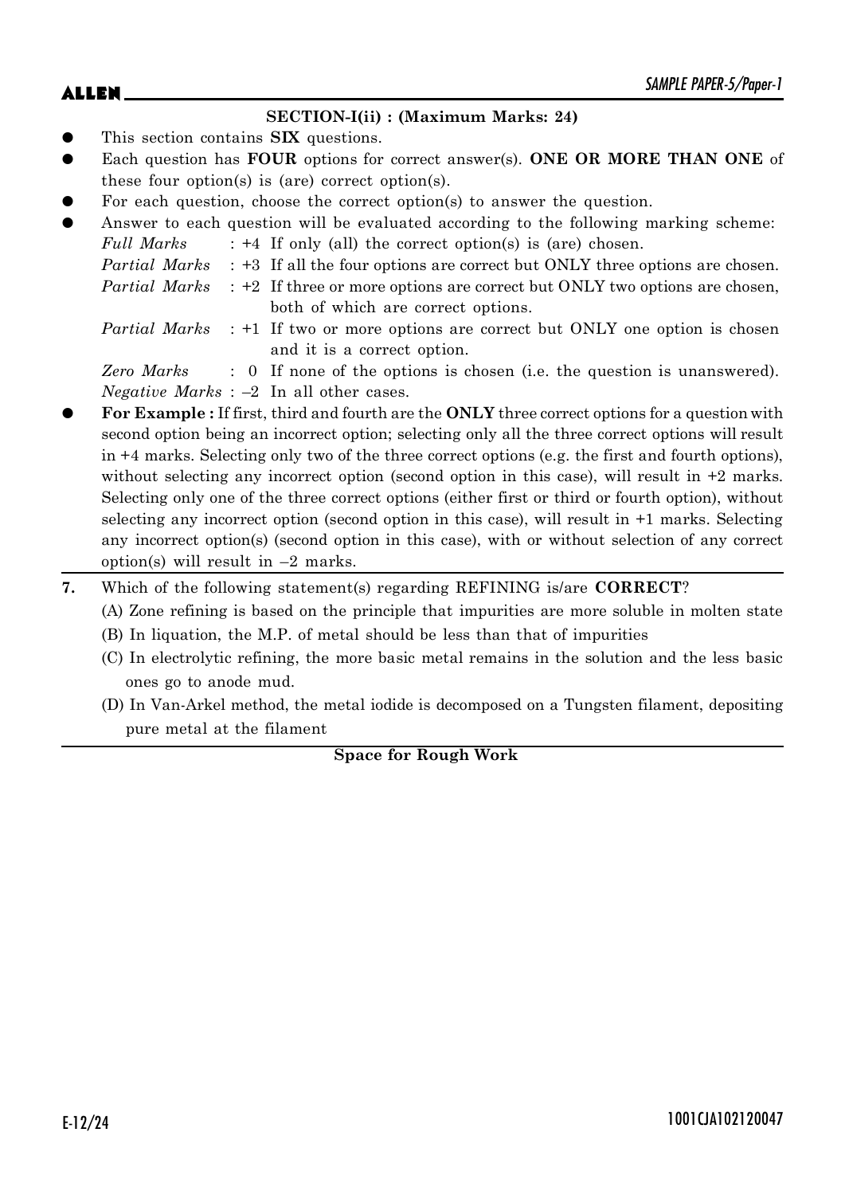## SECTION-I(ii) : (Maximum Marks: 24)

- This section contains **SIX** questions.
- Each question has **FOUR** options for correct answer(s). **ONE OR MORE THAN ONE** of these four option(s) is (are) correct option(s).
- For each question, choose the correct option(s) to answer the question.
- Answer to each question will be evaluated according to the following marking scheme:

  *Full Marks* : +4 If only (all) the correct option(s) is (are) chosen.

  *Partial Marks* : +3 If all the four options are correct but ONLY three options are chosen.

  *Partial Marks* : +2 If three or more options are correct but ONLY two options are chosen, both of which are correct options.

  *Partial Marks* : +1 If two or more options are correct but ONLY one option is chosen and it is a correct option.

  *Zero Marks* : 0 If none of the options is chosen (i.e. the question is unanswered).

  *Negative Marks* : –2 In all other cases.

- **For Example :** If first, third and fourth are the **ONLY** three correct options for a question with second option being an incorrect option; selecting only all the three correct options will result in +4 marks. Selecting only two of the three correct options (e.g. the first and fourth options), without selecting any incorrect option (second option in this case), will result in +2 marks. Selecting only one of the three correct options (either first or third or fourth option), without selecting any incorrect option (second option in this case), will result in +1 marks. Selecting any incorrect option(s) (second option in this case), with or without selection of any correct option(s) will result in –2 marks.

**7.** Which of the following statement(s) regarding REFINING is/are **CORRECT**?

(A) Zone refining is based on the principle that impurities are more soluble in molten state

(B) In liquation, the M.P. of metal should be less than that of impurities

(C) In electrolytic refining, the more basic metal remains in the solution and the less basic ones go to anode mud.

(D) In Van-Arkel method, the metal iodide is decomposed on a Tungsten filament, depositing pure metal at the filament

**Space for Rough Work**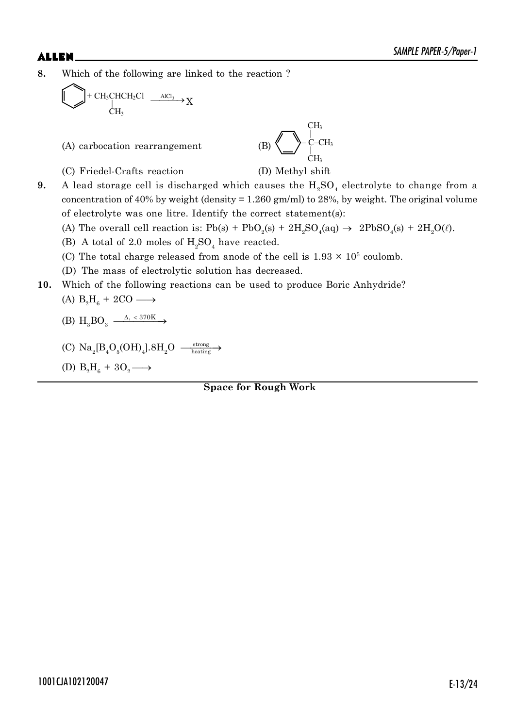**8.** Which of the following are linked to the reference?

$$C_6H_6 + CH_3\underset{\underset{CH_3}{|}}{C}HCH_2Cl \xrightarrow{AlCl_3} X$$

(A) carbocation rearrangement

(B) $C_6H_5-\underset{\underset{CH_3}{|}}{\overset{\overset{CH_3}{|}}{C}}-CH_3$

(C) Friedel-Crafts reaction

(D) Methyl shift

**9.** A lead storage cell is discharged which causes the $H_2SO_4$ electrolyte to change from a concentration of 40% by weight (density = 1.260 gm/ml) to 28%, by weight. The original volume of electrolyte was one litre. Identify the correct statement(s):

(A) The overall cell reaction is: $Pb(s) + PbO_2(s) + 2H_2SO_4(aq) \rightarrow 2PbSO_4(s) + 2H_2O(\ell)$.

(B) A total of 2.0 moles of $H_2SO_4$ have reacted.

(C) The total charge released from anode of the cell is $1.93 \times 10^5$ coulomb.

(D) The mass of electrolytic solution has decreased.

**10.** Which of the following reactions can be used to produce Boric Anhydride?

(A) $B_2H_6 + 2CO \longrightarrow$

(B) $H_3BO_3 \xrightarrow{\Delta,\ <370K}$

(C) $Na_2[B_4O_5(OH)_4].8H_2O \xrightarrow[\text{heating}]{\text{strong}}$

(D) $B_2H_6 + 3O_2 \longrightarrow$

**Space for Rough Work**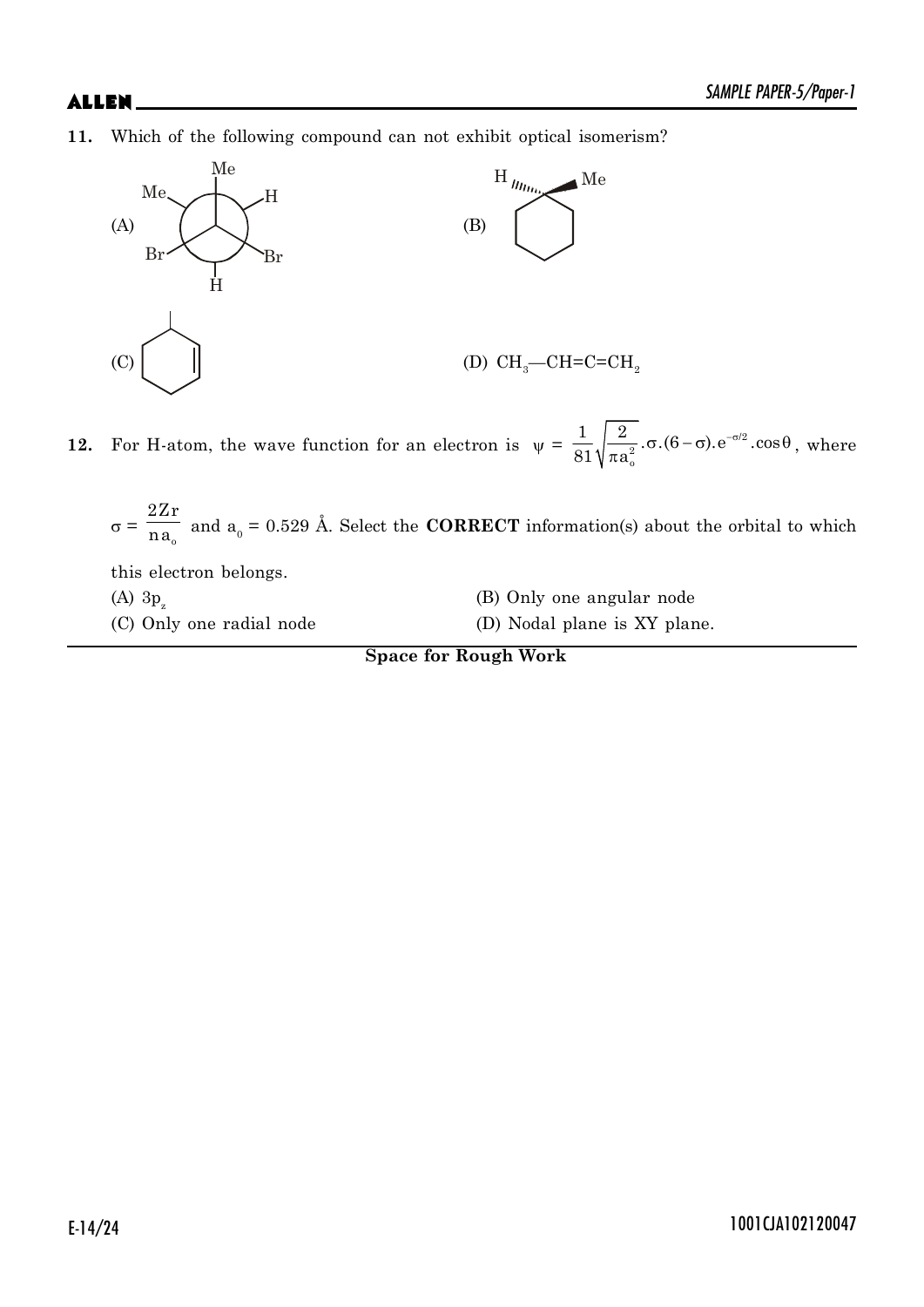**11.** Which of the following compound can not exhibit optical isomerism?

(A)

(B)

(C)

(D) $CH_3—CH=C=CH_2$

**12.** For H-atom, the wave function for an electron is $\psi = \frac{1}{81}\sqrt{\frac{2}{\pi a_o^2}}.\sigma.(6-\sigma).e^{-\sigma/2}.\cos\theta$, where $\sigma = \frac{2Zr}{na_o}$ and $a_0 = 0.529$ Å. Select the **CORRECT** information(s) about the orbital to which this electron belongs.

(A) $3p_z$

(B) Only one angular node

(C) Only one radial node

(D) Nodal plane is XY plane.

**Space for Rough Work**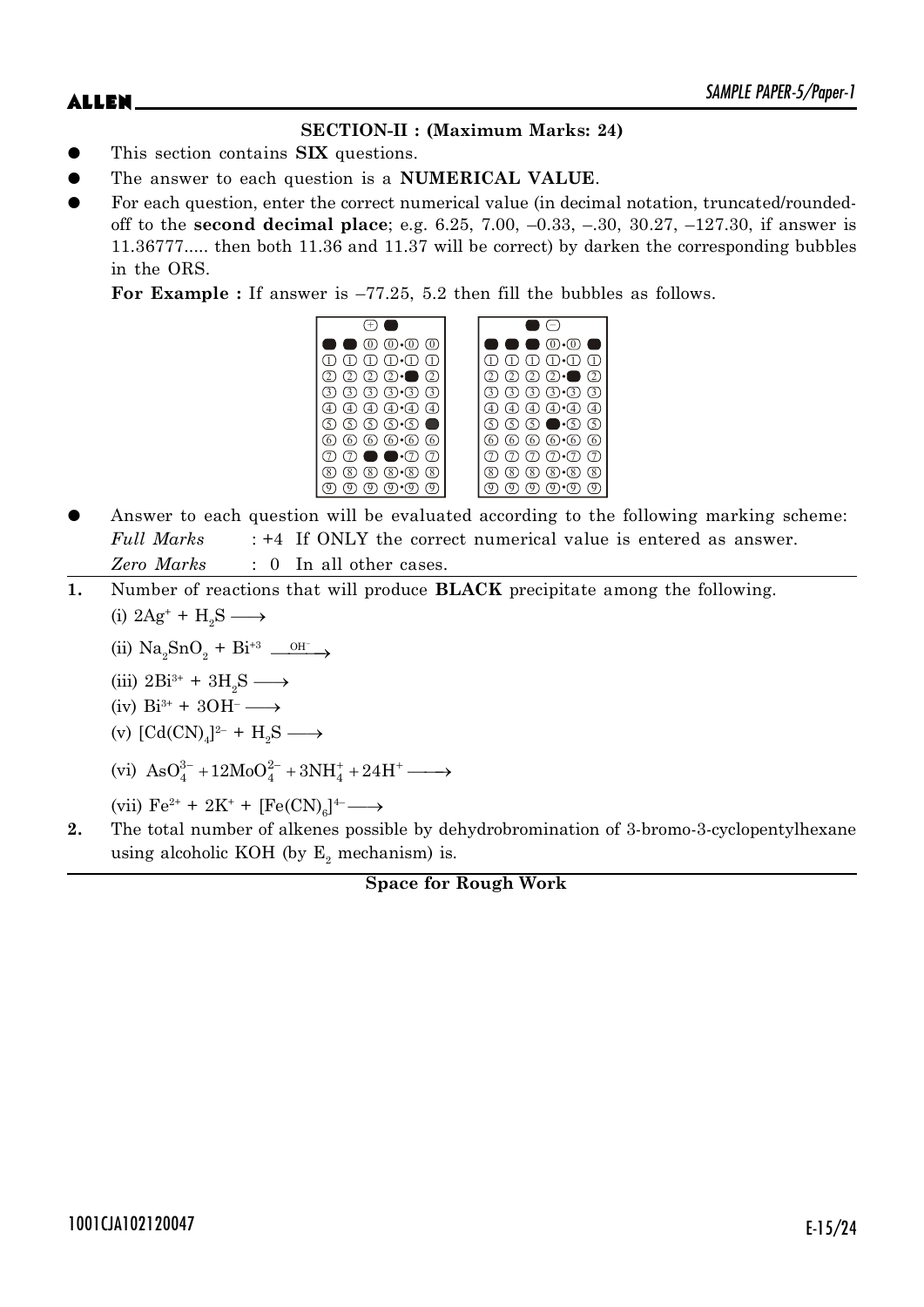**SECTION-II : (Maximum Marks: 24)**

- This section contains **SIX** questions.
- The answer to each question is a **NUMERICAL VALUE**.
- For each question, enter the correct numerical value (in decimal notation, truncated/rounded-off to the **second decimal place**; e.g. 6.25, 7.00, –0.33, –.30, 30.27, –127.30, if answer is 11.36777..... then both 11.36 and 11.37 will be correct) by darken the corresponding bubbles in the ORS.

  **For Example :** If answer is –77.25, 5.2 then fill the bubbles as follows.

- Answer to each question will be evaluated according to the following marking scheme:
  *Full Marks* : +4 If ONLY the correct numerical value is entered as answer.
  *Zero Marks* : 0 In all other cases.

---

**1.** Number of reactions that will produce **BLACK** precipitate among the following.

(i) $2Ag^+ + H_2S \longrightarrow$

(ii) $Na_2SnO_2 + Bi^{+3} \xrightarrow{OH^-}$

(iii) $2Bi^{3+} + 3H_2S \longrightarrow$

(iv) $Bi^{3+} + 3OH^- \longrightarrow$

(v) $[Cd(CN)_4]^{2-} + H_2S \longrightarrow$

(vi) $AsO_4^{3-} + 12MoO_4^{2-} + 3NH_4^+ + 24H^+ \longrightarrow$

(vii) $Fe^{2+} + 2K^+ + [Fe(CN)_6]^{4-} \longrightarrow$

**2.** The total number of alkenes possible by dehydrobromination of 3-bromo-3-cyclopentylhexane using alcoholic KOH (by $E_2$ mechanism) is.

---

**Space for Rough Work**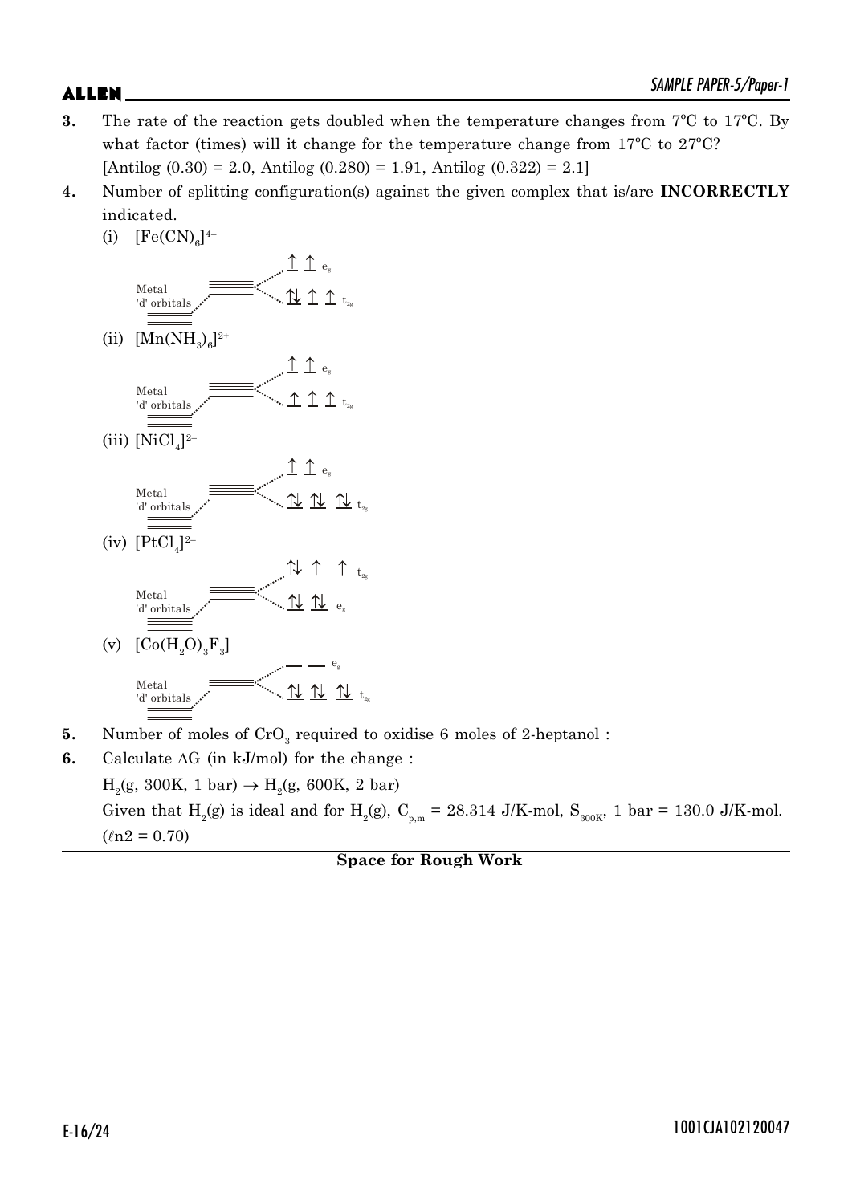**3.** The rate of the reaction gets doubled when the temperature changes from 7ºC to 17ºC. By what factor (times) will it change for the temperature change from 17ºC to 27ºC?
[Antilog (0.30) = 2.0, Antilog (0.280) = 1.91, Antilog (0.322) = 2.1]

**4.** Number of splitting configuration(s) against the given complex that is/are **INCORRECTLY** indicated.

(i) $[Fe(CN)_6]^{4-}$

Metal 'd' orbitals → $e_g$: ↑ ↑ ; $t_{2g}$: ↑↓ ↑ ↑

(ii) $[Mn(NH_3)_6]^{2+}$

Metal 'd' orbitals → $e_g$: ↑ ↑ ; $t_{2g}$: ↑ ↑ ↑

(iii) $[NiCl_4]^{2-}$

Metal 'd' orbitals → $e_g$: ↑ ↑ ; $t_{2g}$: ↑↓ ↑↓ ↑↓

(iv) $[PtCl_4]^{2-}$

Metal 'd' orbitals → $t_{2g}$: ↑↓ ↑ ↑ ; $e_g$: ↑↓ ↑↓

(v) $[Co(H_2O)_3F_3]$

Metal 'd' orbitals → $e_g$: — — ; $t_{2g}$: ↑↓ ↑↓ ↑↓

**5.** Number of moles of $CrO_3$ required to oxidise 6 moles of 2-heptanol :

**6.** Calculate $\Delta G$ (in kJ/mol) for the change :

$H_2(g, 300K, 1 bar) \rightarrow H_2(g, 600K, 2 bar)$

Given that $H_2(g)$ is ideal and for $H_2(g)$, $C_{p,m}$ = 28.314 J/K-mol, $S_{300K}$, 1 bar = 130.0 J/K-mol. ($\ell n2 = 0.70$)

**Space for Rough Work**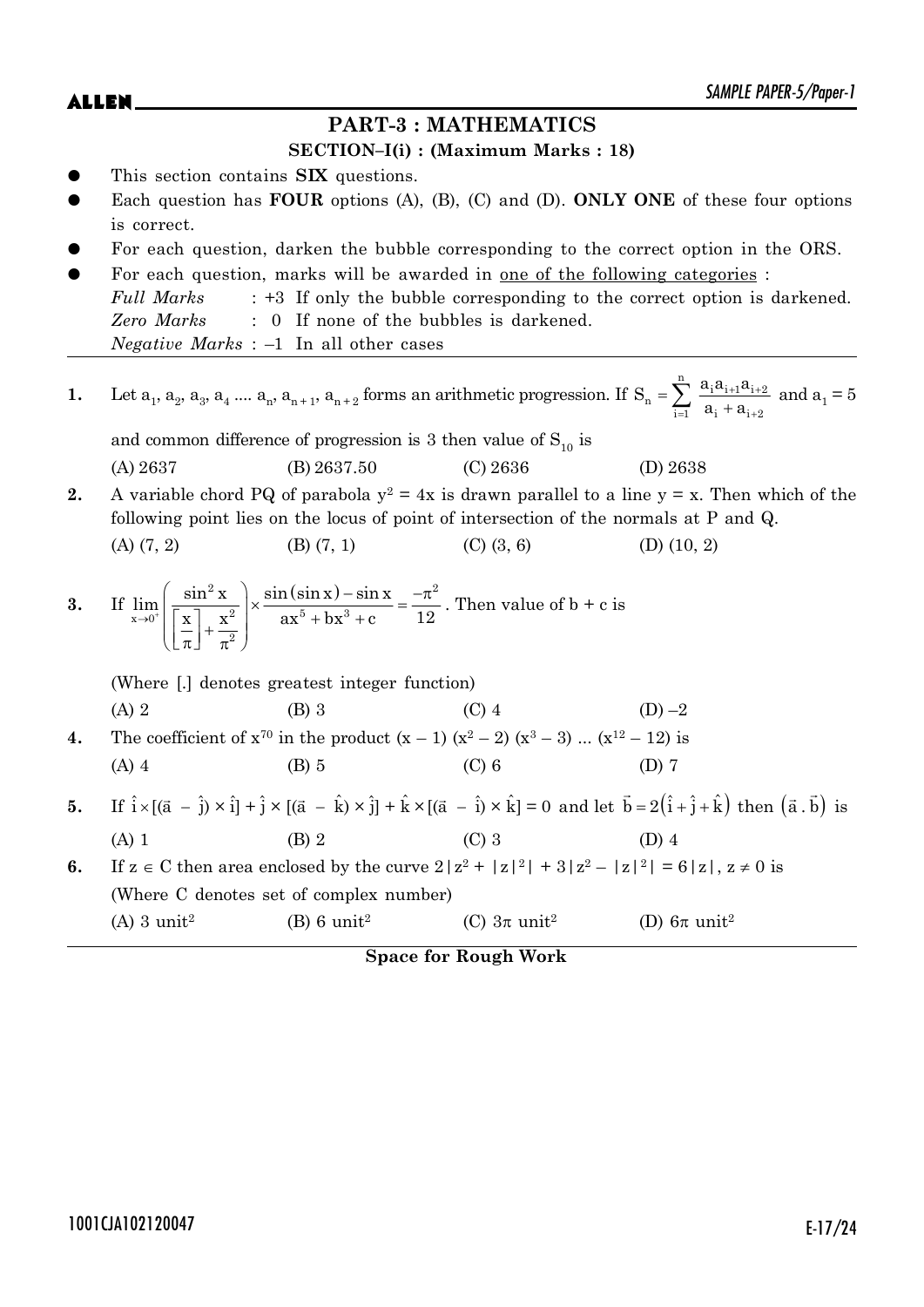## PART-3 : MATHEMATICS

### SECTION–I(i) : (Maximum Marks : 18)

- This section contains **SIX** questions.
- Each question has **FOUR** options (A), (B), (C) and (D). **ONLY ONE** of these four options is correct.
- For each question, darken the bubble corresponding to the correct option in the ORS.
- For each question, marks will be awarded in one of the following categories :
  *Full Marks* : +3 If only the bubble corresponding to the correct option is darkened.
  *Zero Marks* : 0 If none of the bubbles is darkened.
  *Negative Marks* : –1 In all other cases

---

**1.** Let $a_1, a_2, a_3, a_4 .... a_n, a_{n+1}, a_{n+2}$ forms an arithmetic progression. If $S_n = \sum_{i=1}^{n} \frac{a_i a_{i+1} a_{i+2}}{a_i + a_{i+2}}$ and $a_1 = 5$ and common difference of progression is 3 then value of $S_{10}$ is

(A) 2637 (B) 2637.50 (C) 2636 (D) 2638

**2.** A variable chord PQ of parabola $y^2 = 4x$ is drawn parallel to a line $y = x$. Then which of the following point lies on the locus of point of intersection of the normals at P and Q.

(A) (7, 2) (B) (7, 1) (C) (3, 6) (D) (10, 2)

**3.** If $\lim_{x \to 0^+} \left( \frac{\sin^2 x}{\left[\frac{x}{\pi}\right] + \frac{x^2}{\pi^2}} \right) \times \frac{\sin(\sin x) - \sin x}{ax^5 + bx^3 + c} = \frac{-\pi^2}{12}$. Then value of b + c is

(Where [.] denotes greatest integer function)

(A) 2 (B) 3 (C) 4 (D) –2

**4.** The coefficient of $x^{70}$ in the product $(x - 1)(x^2 - 2)(x^3 - 3) ... (x^{12} - 12)$ is

(A) 4 (B) 5 (C) 6 (D) 7

**5.** If $\hat{i} \times [(\vec{a} - \hat{j}) \times \hat{i}] + \hat{j} \times [(\vec{a} - \hat{k}) \times \hat{j}] + \hat{k} \times [(\vec{a} - \hat{i}) \times \hat{k}] = 0$ and let $\vec{b} = 2(\hat{i} + \hat{j} + \hat{k})$ then $(\vec{a} . \vec{b})$ is

(A) 1 (B) 2 (C) 3 (D) 4

**6.** If $z \in C$ then area enclosed by the curve $2|z^2 + |z|^2| + 3|z^2 - |z|^2| = 6|z|, z \neq 0$ is

(Where C denotes set of complex number)

(A) 3 unit$^2$ (B) 6 unit$^2$ (C) $3\pi$ unit$^2$ (D) $6\pi$ unit$^2$

---

**Space for Rough Work**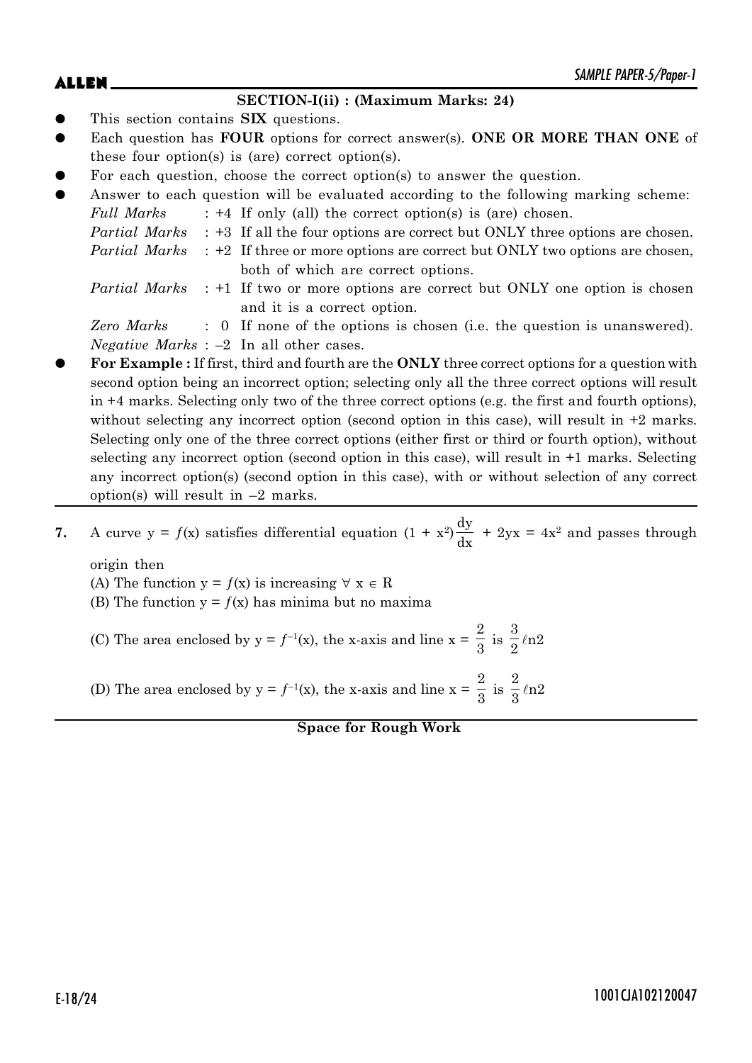## SECTION-I(ii) : (Maximum Marks: 24)

- This section contains **SIX** questions.
- Each question has **FOUR** options for correct answer(s). **ONE OR MORE THAN ONE** of these four option(s) is (are) correct option(s).
- For each question, choose the correct option(s) to answer the question.
- Answer to each question will be evaluated according to the following marking scheme:

  *Full Marks* : +4 If only (all) the correct option(s) is (are) chosen.

  *Partial Marks* : +3 If all the four options are correct but ONLY three options are chosen.

  *Partial Marks* : +2 If three or more options are correct but ONLY two options are chosen, both of which are correct options.

  *Partial Marks* : +1 If two or more options are correct but ONLY one option is chosen and it is a correct option.

  *Zero Marks* : 0 If none of the options is chosen (i.e. the question is unanswered).

  *Negative Marks* : –2 In all other cases.

- **For Example :** If first, third and fourth are the **ONLY** three correct options for a question with second option being an incorrect option; selecting only all the three correct options will result in +4 marks. Selecting only two of the three correct options (e.g. the first and fourth options), without selecting any incorrect option (second option in this case), will result in +2 marks. Selecting only one of the three correct options (either first or third or fourth option), without selecting any incorrect option (second option in this case), will result in +1 marks. Selecting any incorrect option(s) (second option in this case), with or without selection of any correct option(s) will result in –2 marks.

---

**7.** A curve $y = f(x)$ satisfies differential equation $(1 + x^2)\frac{dy}{dx} + 2yx = 4x^2$ and passes through origin then

(A) The function $y = f(x)$ is increasing $\forall\ x \in R$

(B) The function $y = f(x)$ has minima but no maxima

(C) The area enclosed by $y = f^{-1}(x)$, the x-axis and line $x = \frac{2}{3}$ is $\frac{3}{2}\ell n2$

(D) The area enclosed by $y = f^{-1}(x)$, the x-axis and line $x = \frac{2}{3}$ is $\frac{2}{3}\ell n2$

---

**Space for Rough Work**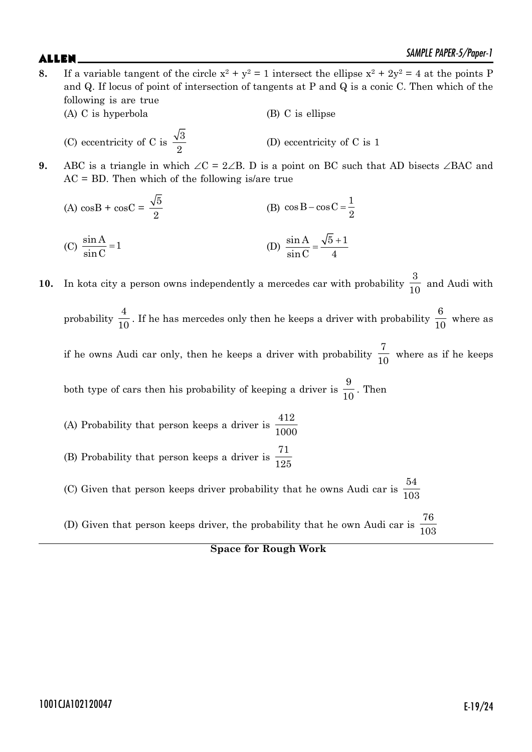**8.** If a variable tangent of the circle $x^2 + y^2 = 1$ intersect the ellipse $x^2 + 2y^2 = 4$ at the points P and Q. If locus of point of intersection of tangents at P and Q is a conic C. Then which of the following is are true

(A) C is hyperbola

(B) C is ellipse

(C) eccentricity of C is $\frac{\sqrt{3}}{2}$

(D) eccentricity of C is 1

**9.** ABC is a triangle in which $\angle C = 2\angle B$. D is a point on BC such that AD bisects $\angle BAC$ and AC = BD. Then which of the following is/are true

(A) $\cos B + \cos C = \frac{\sqrt{5}}{2}$

(B) $\cos B - \cos C = \frac{1}{2}$

(C) $\frac{\sin A}{\sin C} = 1$

(D) $\frac{\sin A}{\sin C} = \frac{\sqrt{5}+1}{4}$

**10.** In kota city a person owns independently a mercedes car with probability $\frac{3}{10}$ and Audi with probability $\frac{4}{10}$. If he has mercedes only then he keeps a driver with probability $\frac{6}{10}$ where as if he owns Audi car only, then he keeps a driver with probability $\frac{7}{10}$ where as if he keeps both type of cars then his probability of keeping a driver is $\frac{9}{10}$. Then

(A) Probability that person keeps a driver is $\frac{412}{1000}$

(B) Probability that person keeps a driver is $\frac{71}{125}$

(C) Given that person keeps driver probability that he owns Audi car is $\frac{54}{103}$

(D) Given that person keeps driver, the probability that he own Audi car is $\frac{76}{103}$

**Space for Rough Work**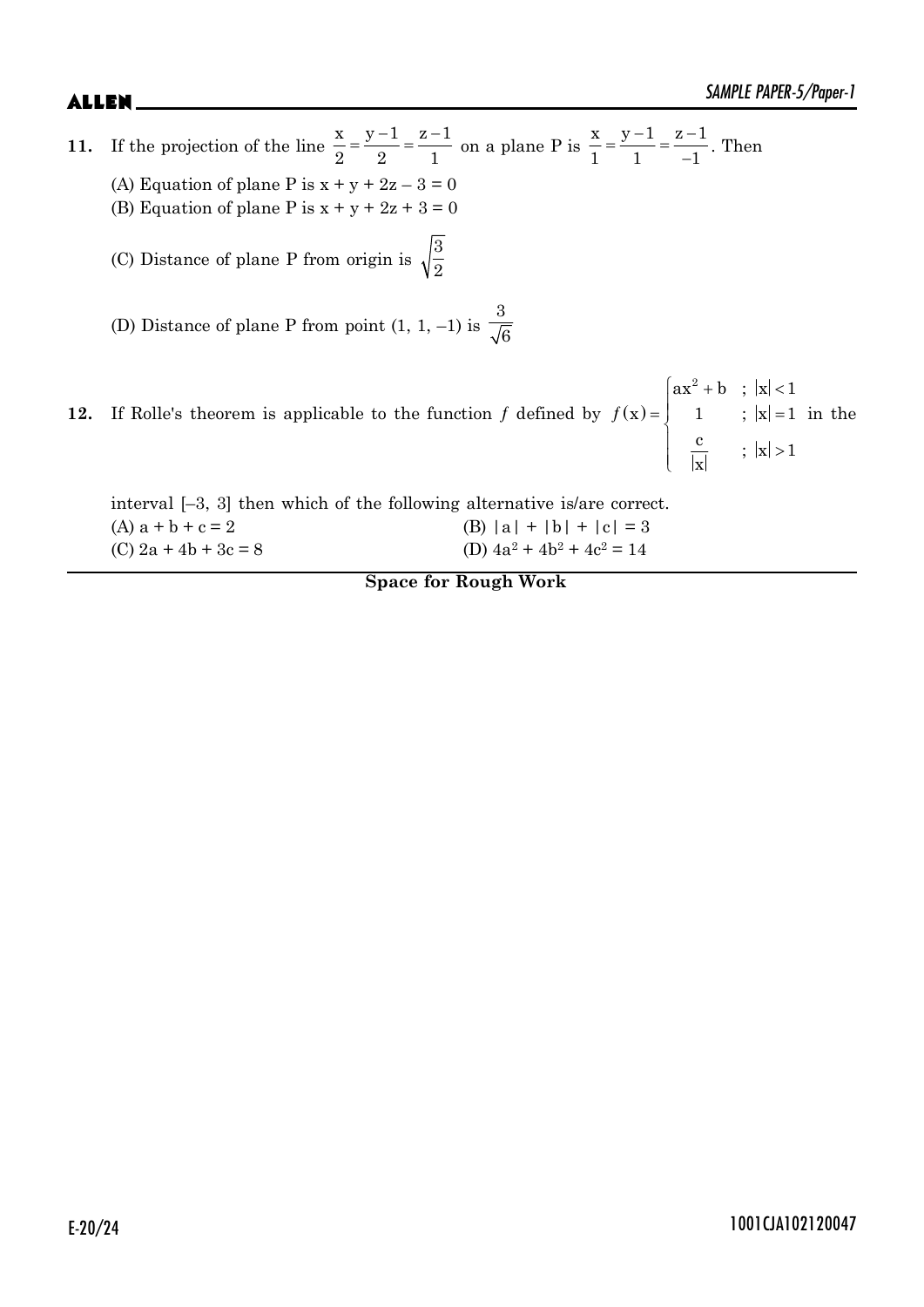**11.** If the projection of the line $\frac{x}{2}=\frac{y-1}{2}=\frac{z-1}{1}$ on a plane P is $\frac{x}{1}=\frac{y-1}{1}=\frac{z-1}{-1}$. Then

(A) Equation of plane P is $x + y + 2z - 3 = 0$

(B) Equation of plane P is $x + y + 2z + 3 = 0$

(C) Distance of plane P from origin is $\sqrt{\frac{3}{2}}$

(D) Distance of plane P from point $(1, 1, -1)$ is $\frac{3}{\sqrt{6}}$

**12.** If Rolle's theorem is applicable to the function $f$ defined by $f(x)=\begin{cases} ax^2+b & ; |x|<1 \\ 1 & ; |x|=1 \\ \frac{c}{|x|} & ; |x|>1 \end{cases}$ in the interval $[-3, 3]$ then which of the following alternative is/are correct.

(A) $a + b + c = 2$

(B) $|a| + |b| + |c| = 3$

(C) $2a + 4b + 3c = 8$

(D) $4a^2 + 4b^2 + 4c^2 = 14$

**Space for Rough Work**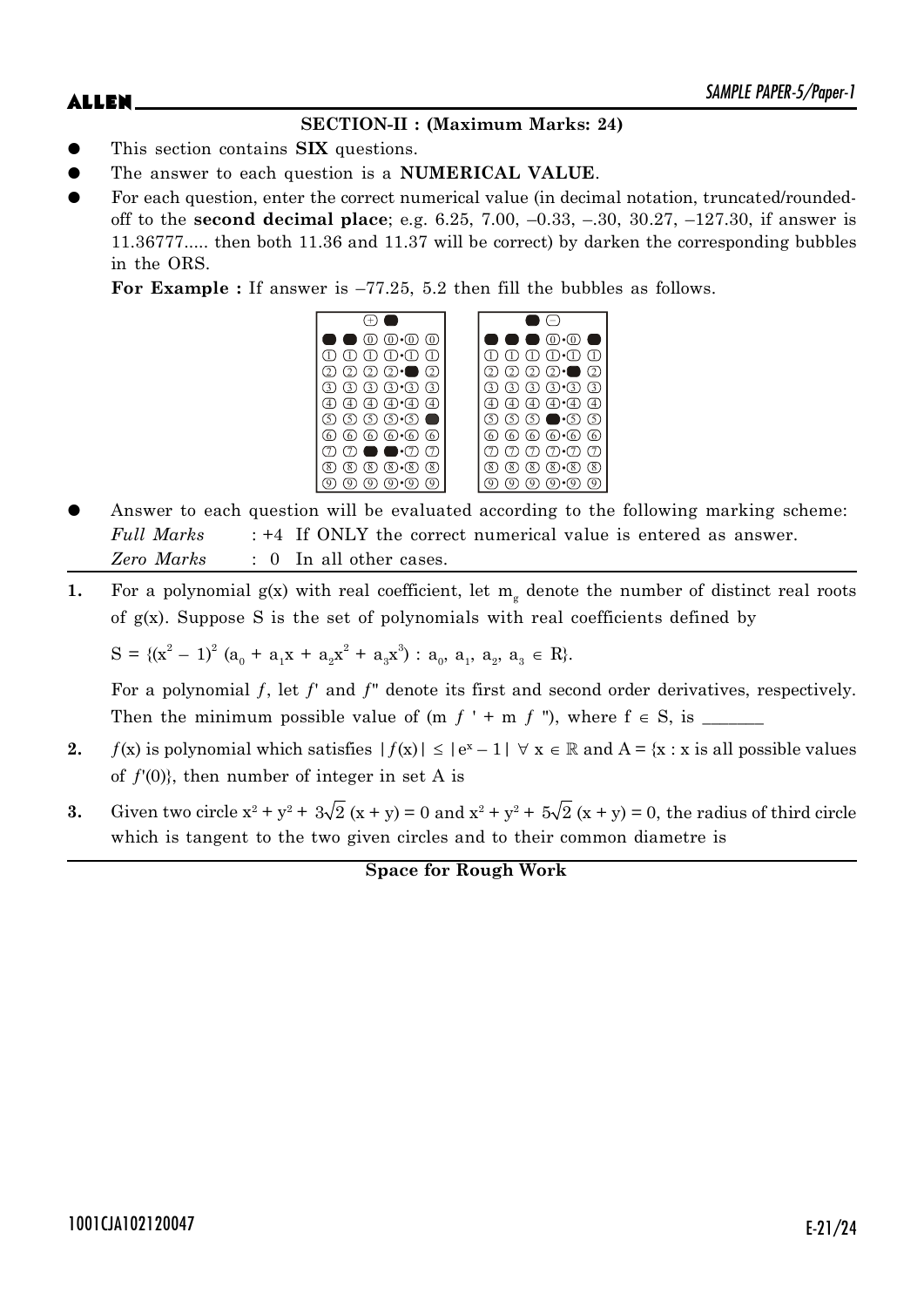**SECTION-II : (Maximum Marks: 24)**

- This section contains **SIX** questions.
- The answer to each question is a **NUMERICAL VALUE**.
- For each question, enter the correct numerical value (in decimal notation, truncated/rounded-off to the **second decimal place**; e.g. 6.25, 7.00, –0.33, –.30, 30.27, –127.30, if answer is 11.36777..... then both 11.36 and 11.37 will be correct) by darken the corresponding bubbles in the ORS.

  **For Example :** If answer is –77.25, 5.2 then fill the bubbles as follows.

- Answer to each question will be evaluated according to the following marking scheme:

  *Full Marks* : +4 If ONLY the correct numerical value is entered as answer.

  *Zero Marks* : 0 In all other cases.

**1.** For a polynomial g(x) with real coefficient, let $m_g$ denote the number of distinct real roots of g(x). Suppose S is the set of polynomials with real coefficients defined by

$S = \{(x^2 - 1)^2 (a_0 + a_1x + a_2x^2 + a_3x^3) : a_0, a_1, a_2, a_3 \in \mathbb{R}\}$.

For a polynomial $f$, let $f'$ and $f''$ denote its first and second order derivatives, respectively. Then the minimum possible value of $(m_{f'} + m_{f''})$, where $f \in S$, is _______

**2.** $f(x)$ is polynomial which satisfies $|f(x)| \leq |e^x - 1|$ $\forall$ $x \in \mathbb{R}$ and A = {x : x is all possible values of $f'(0)$}, then number of integer in set A is

**3.** Given two circle $x^2 + y^2 + 3\sqrt{2}(x + y) = 0$ and $x^2 + y^2 + 5\sqrt{2}(x + y) = 0$, the radius of third circle which is tangent to the two given circles and to their common diametre is

**Space for Rough Work**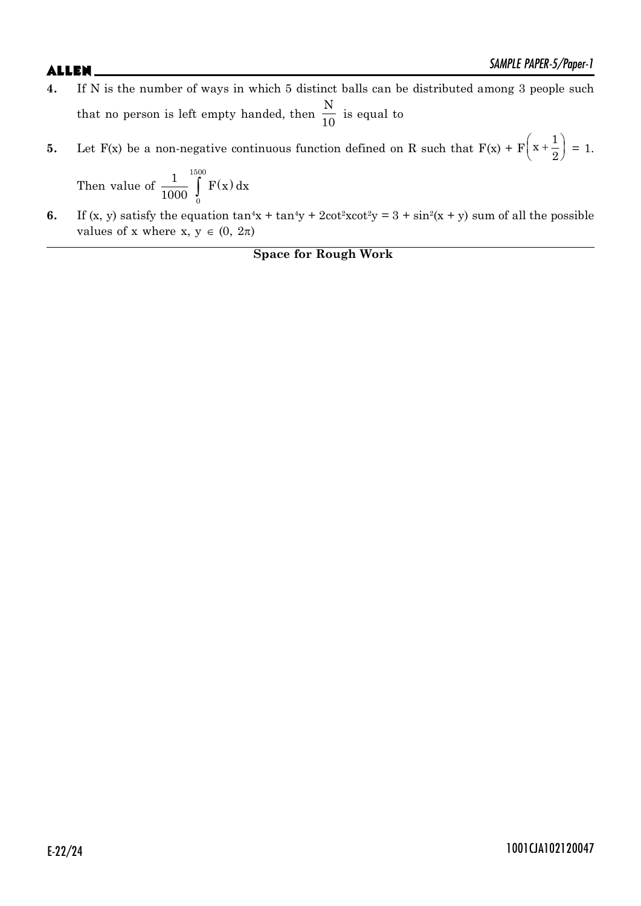**4.** If N is the number of ways in which 5 distinct balls can be distributed among 3 people such that no person is left empty handed, then $\frac{N}{10}$ is equal to

**5.** Let F(x) be a non-negative continuous function defined on R such that $F(x) + F\left(x + \frac{1}{2}\right) = 1$.

Then value of $\frac{1}{1000}\int_{0}^{1500} F(x)\,dx$

**6.** If (x, y) satisfy the equation $\tan^4 x + \tan^4 y + 2\cot^2 x \cot^2 y = 3 + \sin^2(x + y)$ sum of all the possible values of x where $x, y \in (0, 2\pi)$

**Space for Rough Work**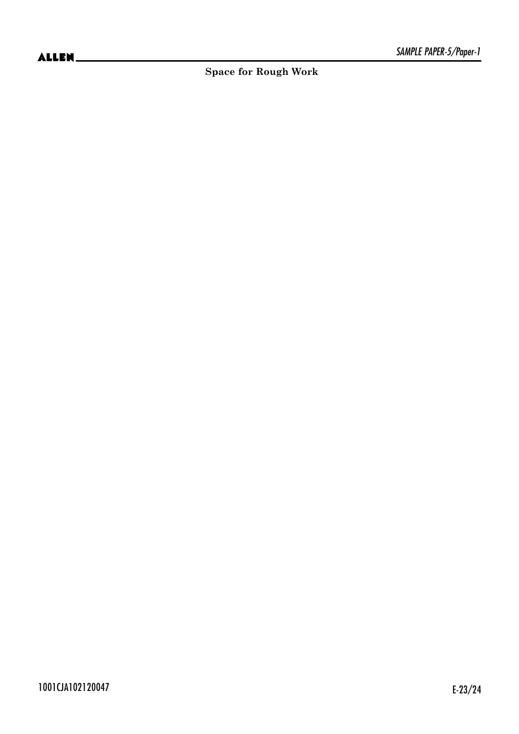**Space for Rough Work**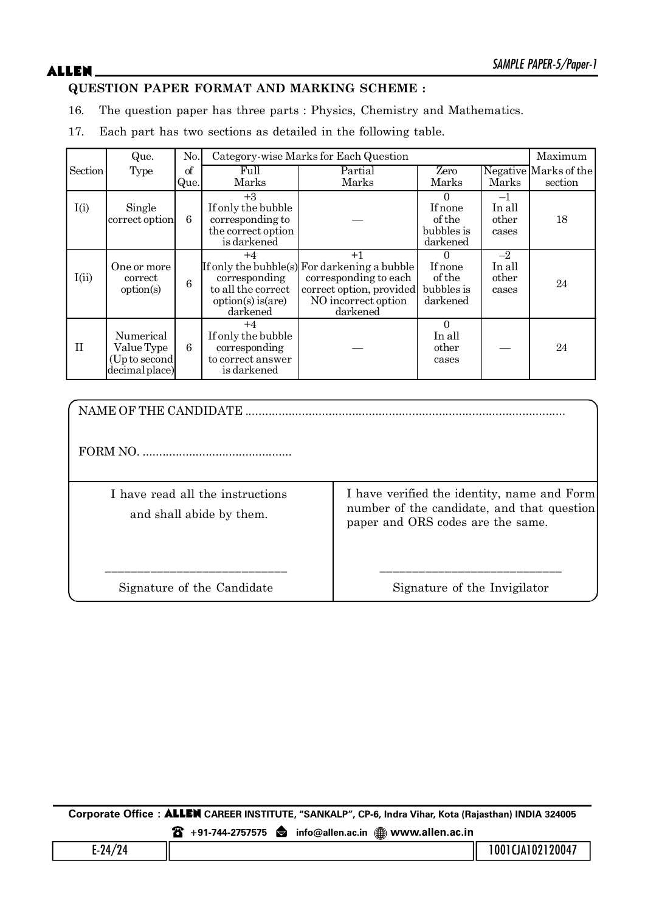**QUESTION PAPER FORMAT AND MARKING SCHEME :**

16. The question paper has three parts : Physics, Chemistry and Mathematics.

17. Each part has two sections as detailed in the following table.

| Section | Que. Type | No. of Que. | Category-wise Marks for Each Question | | | | Maximum Marks of the section |
|---|---|---|---|---|---|---|---|
| | | | Full Marks | Partial Marks | Zero Marks | Negative Marks | |
| I(i) | Single correct option | 6 | +3 If only the bubble corresponding to the correct option is darkened | — | 0 If none of the bubbles is darkened | –1 In all other cases | 18 |
| I(ii) | One or more correct option(s) | 6 | +4 If only the bubble(s) corresponding to all the correct option(s) is(are) darkened | +1 For darkening a bubble corresponding to each correct option, provided NO incorrect option darkened | 0 If none of the bubbles is darkened | –2 In all other cases | 24 |
| II | Numerical Value Type (Up to second decimal place) | 6 | +4 If only the bubble corresponding to correct answer is darkened | — | 0 In all other cases | — | 24 |

NAME OF THE CANDIDATE ..............................................................................................

FORM NO. .............................................

| | |
|---|---|
| I have read all the instructions and shall abide by them. | I have verified the identity, name and Form number of the candidate, and that question paper and ORS codes are the same. |
| ____________________________ | ____________________________ |
| Signature of the Candidate | Signature of the Invigilator |

Corporate Office : ALLEN CAREER INSTITUTE, "SANKALP", CP-6, Indra Vihar, Kota (Rajasthan) INDIA 324005

+91-744-2757575 info@allen.ac.in www.allen.ac.in

1001CJA102120047